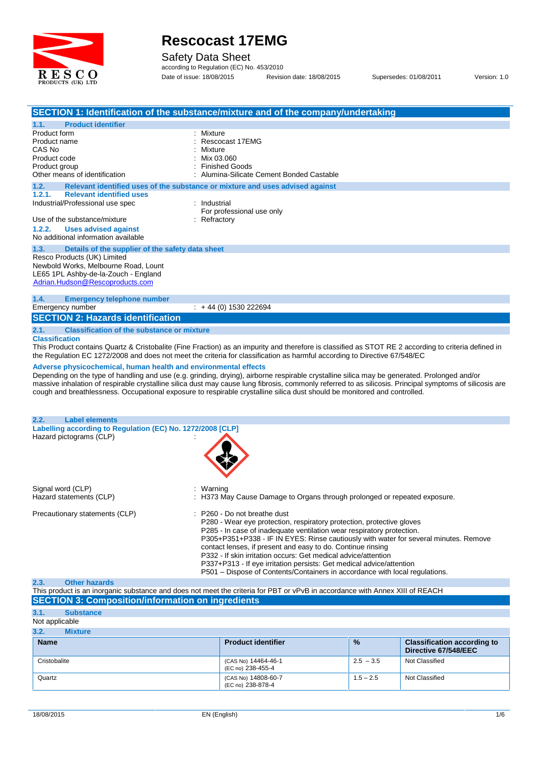# Rescocast 17EMG

Safety Data Sheet

according to Regulation (EC) No. 453/2010

Date of issue: 18/08/2015 Revision date: 18/08/2015 Supersedes: 01/08/2011 Version: 1.0

## SECTION 1: Identification of the substance/mixture and of the company/undertaking

### 1.1. Product identifier

Product form : Mixture
Product name : Rescocast 17EMG
CAS No : Mixture
Product code : Mix 03.060
Product group : Finished Goods
Other means of identification : Alumina-Silicate Cement Bonded Castable

### 1.2. Relevant identified uses of the substance or mixture and uses advised against

#### 1.2.1. Relevant identified uses

Industrial/Professional use spec : Industrial
For professional use only

Use of the substance/mixture : Refractory

#### 1.2.2. Uses advised against

No additional information available

### 1.3. Details of the supplier of the safety data sheet

Resco Products (UK) Limited
Newbold Works, Melbourne Road, Lount
LE65 1PL Ashby-de-la-Zouch - England
Adrian.Hudson@Rescoproducts.com

### 1.4. Emergency telephone number

Emergency number : + 44 (0) 1530 222694

## SECTION 2: Hazards identification

### 2.1. Classification of the substance or mixture

**Classification**

This Product contains Quartz & Cristobalite (Fine Fraction) as an impurity and therefore is classified as STOT RE 2 according to criteria defined in the Regulation EC 1272/2008 and does not meet the criteria for classification as harmful according to Directive 67/548/EC

**Adverse physicochemical, human health and environmental effects**

Depending on the type of handling and use (e.g. grinding, drying), airborne respirable crystalline silica may be generated. Prolonged and/or massive inhalation of respirable crystalline silica dust may cause lung fibrosis, commonly referred to as silicosis. Principal symptoms of silicosis are cough and breathlessness. Occupational exposure to respirable crystalline silica dust should be monitored and controlled.

### 2.2. Label elements

**Labelling according to Regulation (EC) No. 1272/2008 [CLP]**

Hazard pictograms (CLP) :

Signal word (CLP) : Warning
Hazard statements (CLP) : H373 May Cause Damage to Organs through prolonged or repeated exposure.

Precautionary statements (CLP) : P260 - Do not breathe dust
P280 - Wear eye protection, respiratory protection, protective gloves
P285 - In case of inadequate ventilation wear respiratory protection.
P305+P351+P338 - IF IN EYES: Rinse cautiously with water for several minutes. Remove contact lenses, if present and easy to do. Continue rinsing
P332 - If skin irritation occurs: Get medical advice/attention
P337+P313 - If eye irritation persists: Get medical advice/attention
P501 – Dispose of Contents/Containers in accordance with local regulations.

### 2.3. Other hazards

This product is an inorganic substance and does not meet the criteria for PBT or vPvB in accordance with Annex XIII of REACH

## SECTION 3: Composition/information on ingredients

### 3.1. Substance

Not applicable

### 3.2. Mixture

| Name | Product identifier | % | Classification according to Directive 67/548/EEC |
|---|---|---|---|
| Cristobalite | (CAS No) 14464-46-1<br>(EC no) 238-455-4 | 2.5 – 3.5 | Not Classified |
| Quartz | (CAS No) 14808-60-7<br>(EC no) 238-878-4 | 1.5 – 2.5 | Not Classified |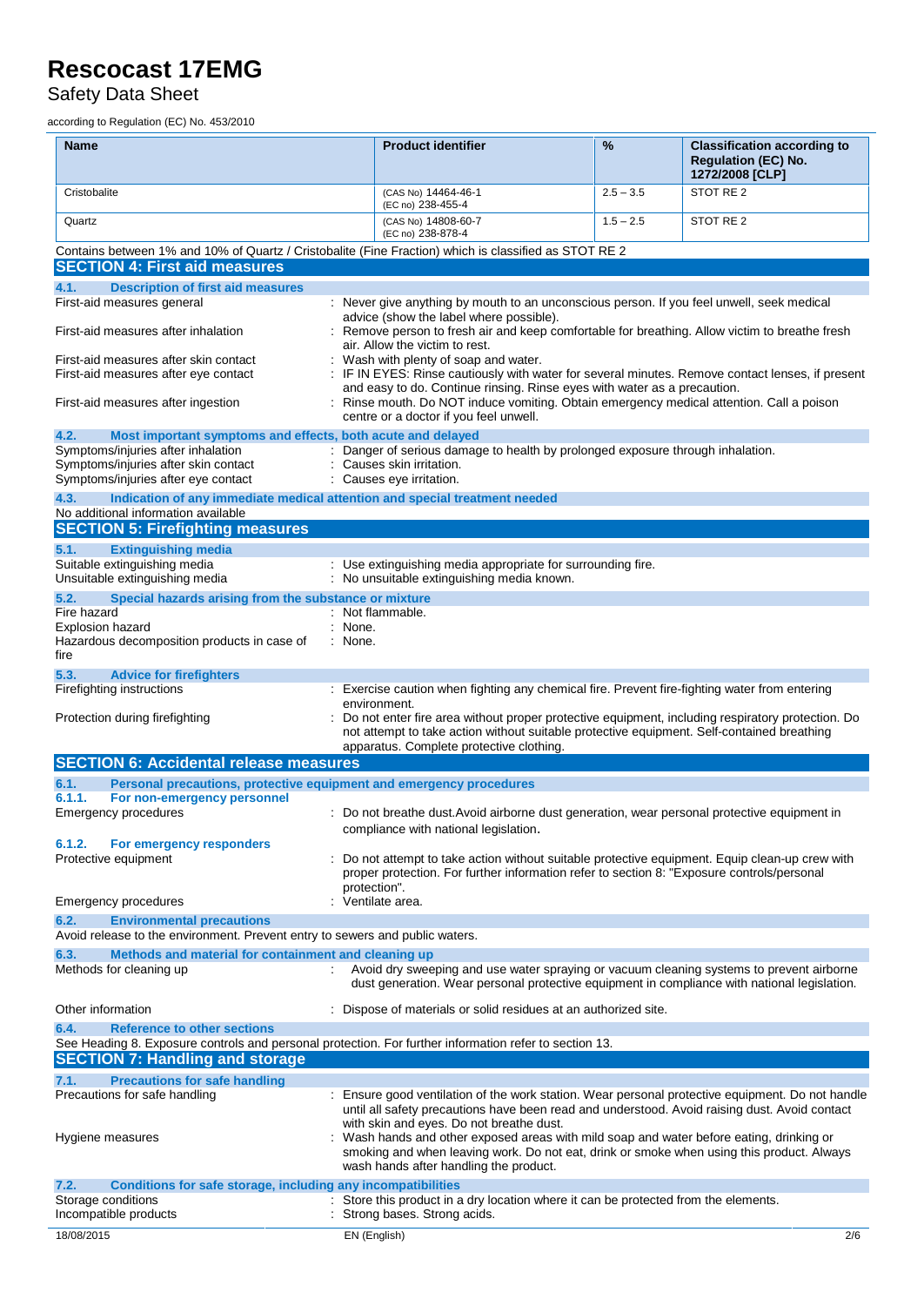| Name | Product identifier | % | Classification according to Regulation (EC) No. 1272/2008 [CLP] |
|---|---|---|---|
| Cristobalite | (CAS No) 14464-46-1<br>(EC no) 238-455-4 | 2.5 – 3.5 | STOT RE 2 |
| Quartz | (CAS No) 14808-60-7<br>(EC no) 238-878-4 | 1.5 – 2.5 | STOT RE 2 |

Contains between 1% and 10% of Quartz / Cristobalite (Fine Fraction) which is classified as STOT RE 2

## SECTION 4: First aid measures

### 4.1. Description of first aid measures

First-aid measures general : Never give anything by mouth to an unconscious person. If you feel unwell, seek medical advice (show the label where possible).

First-aid measures after inhalation : Remove person to fresh air and keep comfortable for breathing. Allow victim to breathe fresh air. Allow the victim to rest.

First-aid measures after skin contact : Wash with plenty of soap and water.

First-aid measures after eye contact : IF IN EYES: Rinse cautiously with water for several minutes. Remove contact lenses, if present and easy to do. Continue rinsing. Rinse eyes with water as a precaution.

First-aid measures after ingestion : Rinse mouth. Do NOT induce vomiting. Obtain emergency medical attention. Call a poison centre or a doctor if you feel unwell.

### 4.2. Most important symptoms and effects, both acute and delayed

Symptoms/injuries after inhalation : Danger of serious damage to health by prolonged exposure through inhalation.

Symptoms/injuries after skin contact : Causes skin irritation.

Symptoms/injuries after eye contact : Causes eye irritation.

### 4.3. Indication of any immediate medical attention and special treatment needed

No additional information available

## SECTION 5: Firefighting measures

### 5.1. Extinguishing media

Suitable extinguishing media : Use extinguishing media appropriate for surrounding fire.

Unsuitable extinguishing media : No unsuitable extinguishing media known.

### 5.2. Special hazards arising from the substance or mixture

Fire hazard : Not flammable.

Explosion hazard : None.

Hazardous decomposition products in case of fire : None.

### 5.3. Advice for firefighters

Firefighting instructions : Exercise caution when fighting any chemical fire. Prevent fire-fighting water from entering environment.

Protection during firefighting : Do not enter fire area without proper protective equipment, including respiratory protection. Do not attempt to take action without suitable protective equipment. Self-contained breathing apparatus. Complete protective clothing.

## SECTION 6: Accidental release measures

### 6.1. Personal precautions, protective equipment and emergency procedures

#### 6.1.1. For non-emergency personnel

Emergency procedures : Do not breathe dust.Avoid airborne dust generation, wear personal protective equipment in compliance with national legislation.

#### 6.1.2. For emergency responders

Protective equipment : Do not attempt to take action without suitable protective equipment. Equip clean-up crew with proper protection. For further information refer to section 8: "Exposure controls/personal protection".

Emergency procedures : Ventilate area.

### 6.2. Environmental precautions

Avoid release to the environment. Prevent entry to sewers and public waters.

### 6.3. Methods and material for containment and cleaning up

Methods for cleaning up : Avoid dry sweeping and use water spraying or vacuum cleaning systems to prevent airborne dust generation. Wear personal protective equipment in compliance with national legislation.

Other information : Dispose of materials or solid residues at an authorized site.

### 6.4. Reference to other sections

See Heading 8. Exposure controls and personal protection. For further information refer to section 13.

## SECTION 7: Handling and storage

### 7.1. Precautions for safe handling

Precautions for safe handling : Ensure good ventilation of the work station. Wear personal protective equipment. Do not handle until all safety precautions have been read and understood. Avoid raising dust. Avoid contact with skin and eyes. Do not breathe dust.

Hygiene measures : Wash hands and other exposed areas with mild soap and water before eating, drinking or smoking and when leaving work. Do not eat, drink or smoke when using this product. Always wash hands after handling the product.

### 7.2. Conditions for safe storage, including any incompatibilities

Storage conditions : Store this product in a dry location where it can be protected from the elements.

Incompatible products : Strong bases. Strong acids.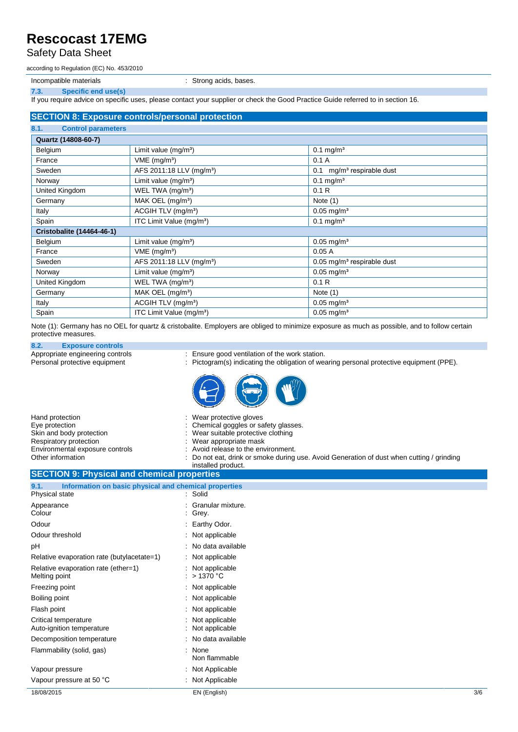| Incompatible materials | : Strong acids, bases. |
|---|---|

### 7.3. Specific end use(s)

If you require advice on specific uses, please contact your supplier or check the Good Practice Guide referred to in section 16.

## SECTION 8: Exposure controls/personal protection

### 8.1. Control parameters

| Quartz (14808-60-7) | | |
|---|---|---|
| Belgium | Limit value (mg/m³) | 0.1 mg/m³ |
| France | VME (mg/m³) | 0.1 A |
| Sweden | AFS 2011:18 LLV (mg/m³) | 0.1 mg/m³ respirable dust |
| Norway | Limit value (mg/m³) | 0.1 mg/m³ |
| United Kingdom | WEL TWA (mg/m³) | 0.1 R |
| Germany | MAK OEL (mg/m³) | Note (1) |
| Italy | ACGIH TLV (mg/m³) | 0.05 mg/m³ |
| Spain | ITC Limit Value (mg/m³) | 0.1 mg/m³ |
| **Cristobalite (14464-46-1)** | | |
| Belgium | Limit value (mg/m³) | 0.05 mg/m³ |
| France | VME (mg/m³) | 0.05 A |
| Sweden | AFS 2011:18 LLV (mg/m³) | 0.05 mg/m³ respirable dust |
| Norway | Limit value (mg/m³) | 0.05 mg/m³ |
| United Kingdom | WEL TWA (mg/m³) | 0.1 R |
| Germany | MAK OEL (mg/m³) | Note (1) |
| Italy | ACGIH TLV (mg/m³) | 0.05 mg/m³ |
| Spain | ITC Limit Value (mg/m³) | 0.05 mg/m³ |

Note (1): Germany has no OEL for quartz & cristobalite. Employers are obliged to minimize exposure as much as possible, and to follow certain protective measures.

### 8.2. Exposure controls

| | |
|---|---|
| Appropriate engineering controls | : Ensure good ventilation of the work station. |
| Personal protective equipment | : Pictogram(s) indicating the obligation of wearing personal protective equipment (PPE). |
| Hand protection | : Wear protective gloves |
| Eye protection | : Chemical goggles or safety glasses. |
| Skin and body protection | : Wear suitable protective clothing |
| Respiratory protection | : Wear appropriate mask |
| Environmental exposure controls | : Avoid release to the environment. |
| Other information | : Do not eat, drink or smoke during use. Avoid Generation of dust when cutting / grinding installed product. |

## SECTION 9: Physical and chemical properties

### 9.1. Information on basic physical and chemical properties

| | |
|---|---|
| Physical state | : Solid |
| Appearance | : Granular mixture. |
| Colour | : Grey. |
| Odour | : Earthy Odor. |
| Odour threshold | : Not applicable |
| pH | : No data available |
| Relative evaporation rate (butylacetate=1) | : Not applicable |
| Relative evaporation rate (ether=1) | : Not applicable |
| Melting point | : > 1370 °C |
| Freezing point | : Not applicable |
| Boiling point | : Not applicable |
| Flash point | : Not applicable |
| Critical temperature | : Not applicable |
| Auto-ignition temperature | : Not applicable |
| Decomposition temperature | : No data available |
| Flammability (solid, gas) | : None<br>Non flammable |
| Vapour pressure | : Not Applicable |
| Vapour pressure at 50 °C | : Not Applicable |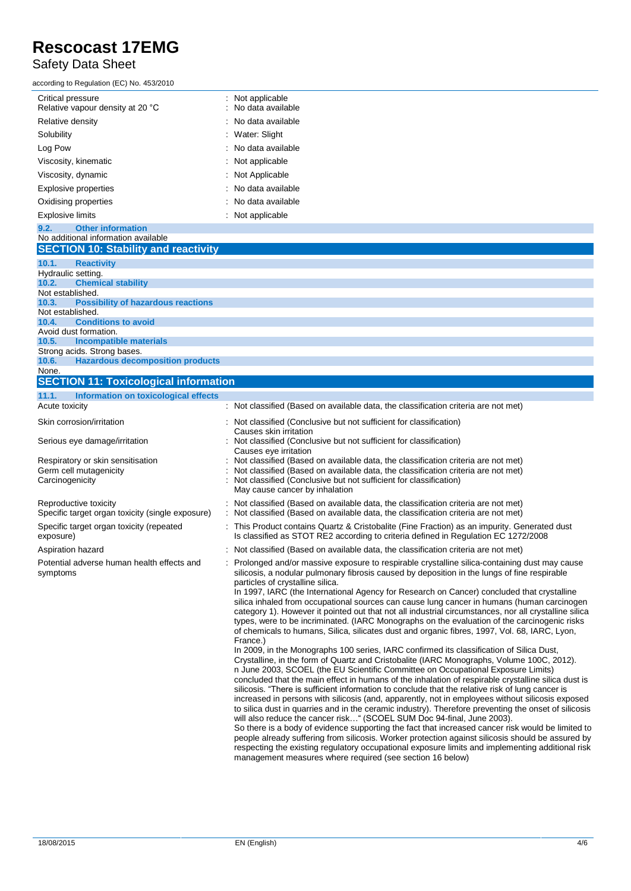| | |
|---|---|
| Critical pressure | : Not applicable |
| Relative vapour density at 20 °C | : No data available |
| Relative density | : No data available |
| Solubility | : Water: Slight |
| Log Pow | : No data available |
| Viscosity, kinematic | : Not applicable |
| Viscosity, dynamic | : Not Applicable |
| Explosive properties | : No data available |
| Oxidising properties | : No data available |
| Explosive limits | : Not applicable |

### 9.2. Other information

No additional information available

## SECTION 10: Stability and reactivity

### 10.1. Reactivity

Hydraulic setting.

### 10.2. Chemical stability

Not established.

### 10.3. Possibility of hazardous reactions

Not established.

### 10.4. Conditions to avoid

Avoid dust formation.

### 10.5. Incompatible materials

Strong acids. Strong bases.

### 10.6. Hazardous decomposition products

None.

## SECTION 11: Toxicological information

### 11.1. Information on toxicological effects

| | |
|---|---|
| Acute toxicity | : Not classified (Based on available data, the classification criteria are not met) |
| Skin corrosion/irritation | : Not classified (Conclusive but not sufficient for classification)<br>Causes skin irritation |
| Serious eye damage/irritation | : Not classified (Conclusive but not sufficient for classification)<br>Causes eye irritation |
| Respiratory or skin sensitisation | : Not classified (Based on available data, the classification criteria are not met) |
| Germ cell mutagenicity | : Not classified (Based on available data, the classification criteria are not met) |
| Carcinogenicity | : Not classified (Conclusive but not sufficient for classification)<br>May cause cancer by inhalation |
| Reproductive toxicity | : Not classified (Based on available data, the classification criteria are not met) |
| Specific target organ toxicity (single exposure) | : Not classified (Based on available data, the classification criteria are not met) |
| Specific target organ toxicity (repeated exposure) | : This Product contains Quartz & Cristobalite (Fine Fraction) as an impurity. Generated dust Is classified as STOT RE2 according to criteria defined in Regulation EC 1272/2008 |
| Aspiration hazard | : Not classified (Based on available data, the classification criteria are not met) |
| Potential adverse human health effects and symptoms | : Prolonged and/or massive exposure to respirable crystalline silica-containing dust may cause silicosis, a nodular pulmonary fibrosis caused by deposition in the lungs of fine respirable particles of crystalline silica.<br>In 1997, IARC (the International Agency for Research on Cancer) concluded that crystalline silica inhaled from occupational sources can cause lung cancer in humans (human carcinogen category 1). However it pointed out that not all industrial circumstances, nor all crystalline silica types, were to be incriminated. (IARC Monographs on the evaluation of the carcinogenic risks of chemicals to humans, Silica, silicates dust and organic fibres, 1997, Vol. 68, IARC, Lyon, France.)<br>In 2009, in the Monographs 100 series, IARC confirmed its classification of Silica Dust, Crystalline, in the form of Quartz and Cristobalite (IARC Monographs, Volume 100C, 2012).<br>n June 2003, SCOEL (the EU Scientific Committee on Occupational Exposure Limits) concluded that the main effect in humans of the inhalation of respirable crystalline silica dust is silicosis. "There is sufficient information to conclude that the relative risk of lung cancer is increased in persons with silicosis (and, apparently, not in employees without silicosis exposed to silica dust in quarries and in the ceramic industry). Therefore preventing the onset of silicosis will also reduce the cancer risk…" (SCOEL SUM Doc 94-final, June 2003).<br>So there is a body of evidence supporting the fact that increased cancer risk would be limited to people already suffering from silicosis. Worker protection against silicosis should be assured by respecting the existing regulatory occupational exposure limits and implementing additional risk management measures where required (see section 16 below) |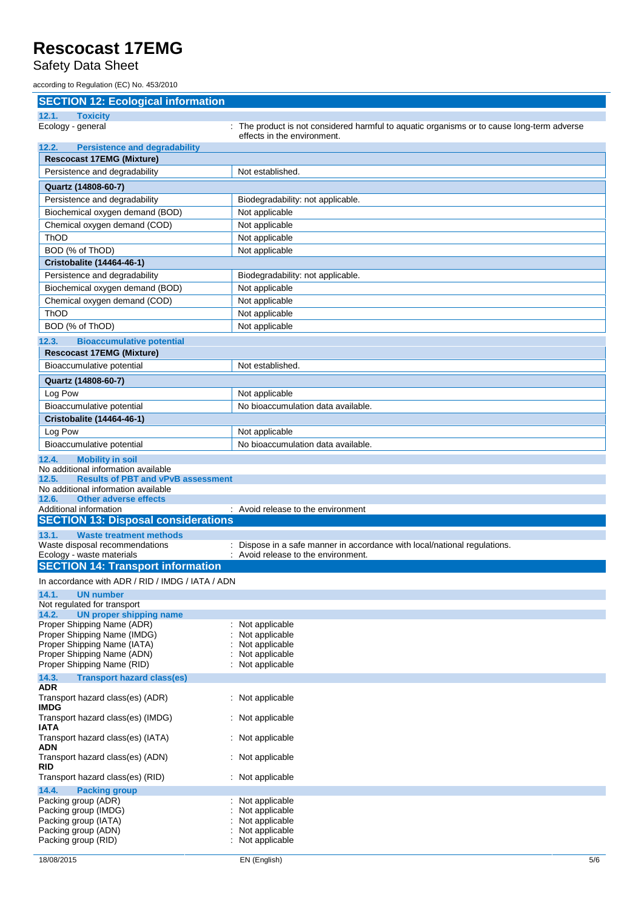## SECTION 12: Ecological information

### 12.1. Toxicity

Ecology - general : The product is not considered harmful to aquatic organisms or to cause long-term adverse effects in the environment.

### 12.2. Persistence and degradability

| **Rescocast 17EMG (Mixture)** | |
|---|---|
| Persistence and degradability | Not established. |

| **Quartz (14808-60-7)** | |
|---|---|
| Persistence and degradability | Biodegradability: not applicable. |
| Biochemical oxygen demand (BOD) | Not applicable |
| Chemical oxygen demand (COD) | Not applicable |
| ThOD | Not applicable |
| BOD (% of ThOD) | Not applicable |

| **Cristobalite (14464-46-1)** | |
|---|---|
| Persistence and degradability | Biodegradability: not applicable. |
| Biochemical oxygen demand (BOD) | Not applicable |
| Chemical oxygen demand (COD) | Not applicable |
| ThOD | Not applicable |
| BOD (% of ThOD) | Not applicable |

### 12.3. Bioaccumulative potential

| **Rescocast 17EMG (Mixture)** | |
|---|---|
| Bioaccumulative potential | Not established. |

| **Quartz (14808-60-7)** | |
|---|---|
| Log Pow | Not applicable |
| Bioaccumulative potential | No bioaccumulation data available. |

| **Cristobalite (14464-46-1)** | |
|---|---|
| Log Pow | Not applicable |
| Bioaccumulative potential | No bioaccumulation data available. |

### 12.4. Mobility in soil

No additional information available

### 12.5. Results of PBT and vPvB assessment

No additional information available

### 12.6. Other adverse effects

Additional information : Avoid release to the environment

## SECTION 13: Disposal considerations

### 13.1. Waste treatment methods

Waste disposal recommendations : Dispose in a safe manner in accordance with local/national regulations.
Ecology - waste materials : Avoid release to the environment.

## SECTION 14: Transport information

In accordance with ADR / RID / IMDG / IATA / ADN

### 14.1. UN number

Not regulated for transport

### 14.2. UN proper shipping name

Proper Shipping Name (ADR) : Not applicable
Proper Shipping Name (IMDG) : Not applicable
Proper Shipping Name (IATA) : Not applicable
Proper Shipping Name (ADN) : Not applicable
Proper Shipping Name (RID) : Not applicable

### 14.3. Transport hazard class(es)

**ADR**
Transport hazard class(es) (ADR) : Not applicable
**IMDG**
Transport hazard class(es) (IMDG) : Not applicable
**IATA**
Transport hazard class(es) (IATA) : Not applicable
**ADN**
Transport hazard class(es) (ADN) : Not applicable
**RID**
Transport hazard class(es) (RID) : Not applicable

### 14.4. Packing group

Packing group (ADR) : Not applicable
Packing group (IMDG) : Not applicable
Packing group (IATA) : Not applicable
Packing group (ADN) : Not applicable
Packing group (RID) : Not applicable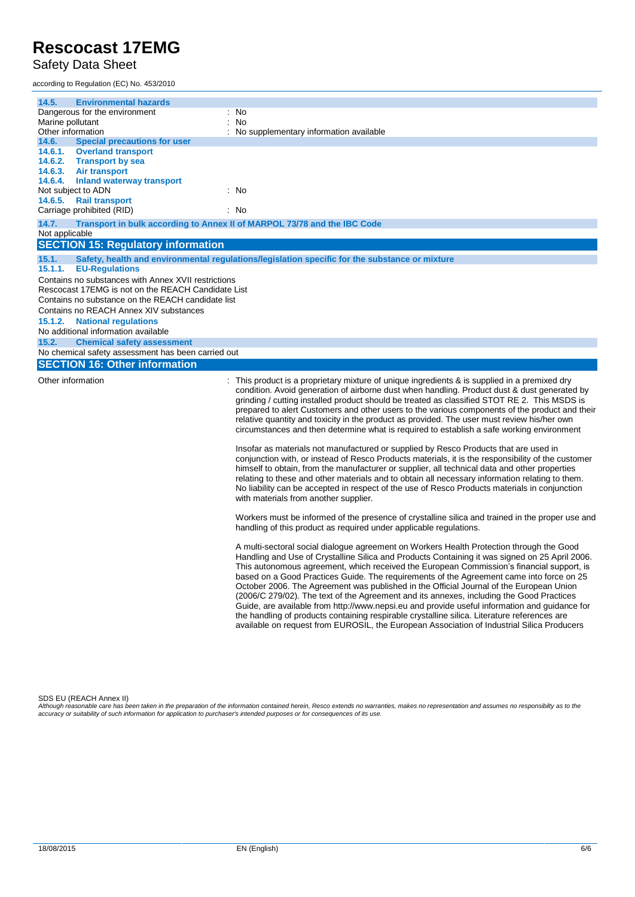### 14.5. Environmental hazards

| | |
|---|---|
| Dangerous for the environment | : No |
| Marine pollutant | : No |
| Other information | : No supplementary information available |

### 14.6. Special precautions for user

#### 14.6.1. Overland transport

#### 14.6.2. Transport by sea

#### 14.6.3. Air transport

#### 14.6.4. Inland waterway transport

| | |
|---|---|
| Not subject to ADN | : No |

#### 14.6.5. Rail transport

| | |
|---|---|
| Carriage prohibited (RID) | : No |

### 14.7. Transport in bulk according to Annex II of MARPOL 73/78 and the IBC Code

Not applicable

## SECTION 15: Regulatory information

### 15.1. Safety, health and environmental regulations/legislation specific for the substance or mixture

#### 15.1.1. EU-Regulations

Contains no substances with Annex XVII restrictions
Rescocast 17EMG is not on the REACH Candidate List
Contains no substance on the REACH candidate list
Contains no REACH Annex XIV substances

#### 15.1.2. National regulations

No additional information available

### 15.2. Chemical safety assessment

No chemical safety assessment has been carried out

## SECTION 16: Other information

Other information : This product is a proprietary mixture of unique ingredients & is supplied in a premixed dry condition. Avoid generation of airborne dust when handling. Product dust & dust generated by grinding / cutting installed product should be treated as classified STOT RE 2. This MSDS is prepared to alert Customers and other users to the various components of the product and their relative quantity and toxicity in the product as provided. The user must review his/her own circumstances and then determine what is required to establish a safe working environment

Insofar as materials not manufactured or supplied by Resco Products that are used in conjunction with, or instead of Resco Products materials, it is the responsibility of the customer himself to obtain, from the manufacturer or supplier, all technical data and other properties relating to these and other materials and to obtain all necessary information relating to them. No liability can be accepted in respect of the use of Resco Products materials in conjunction with materials from another supplier.

Workers must be informed of the presence of crystalline silica and trained in the proper use and handling of this product as required under applicable regulations.

A multi-sectoral social dialogue agreement on Workers Health Protection through the Good Handling and Use of Crystalline Silica and Products Containing it was signed on 25 April 2006. This autonomous agreement, which received the European Commission's financial support, is based on a Good Practices Guide. The requirements of the Agreement came into force on 25 October 2006. The Agreement was published in the Official Journal of the European Union (2006/C 279/02). The text of the Agreement and its annexes, including the Good Practices Guide, are available from http://www.nepsi.eu and provide useful information and guidance for the handling of products containing respirable crystalline silica. Literature references are available on request from EUROSIL, the European Association of Industrial Silica Producers

SDS EU (REACH Annex II)

*Although reasonable care has been taken in the preparation of the information contained herein, Resco extends no warranties, makes no representation and assumes no responsibilty as to the accuracy or suitability of such information for application to purchaser's intended purposes or for consequences of its use.*